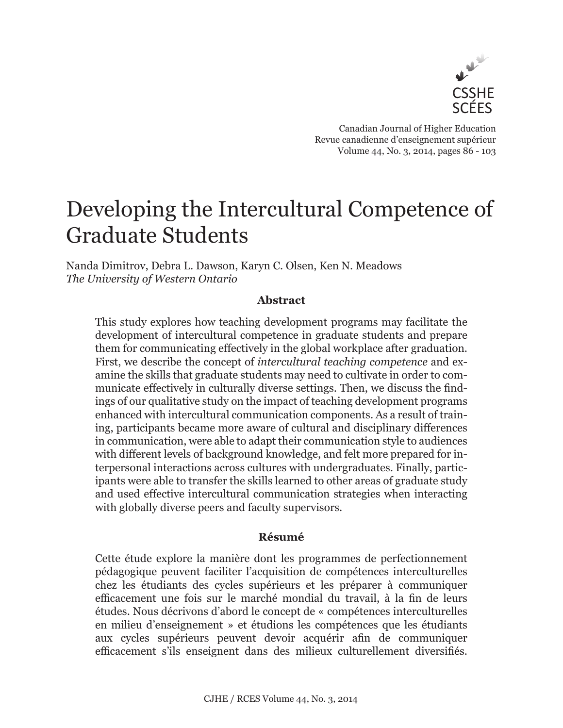# Developing the Intercultural Competence of Graduate Students

Nanda Dimitrov, Debra L. Dawson, Karyn C. Olsen, Ken N. Meadows
*The University of Western Ontario*

### Abstract

This study explores how teaching development programs may facilitate the development of intercultural competence in graduate students and prepare them for communicating effectively in the global workplace after graduation. First, we describe the concept of *intercultural teaching competence* and examine the skills that graduate students may need to cultivate in order to communicate effectively in culturally diverse settings. Then, we discuss the findings of our qualitative study on the impact of teaching development programs enhanced with intercultural communication components. As a result of training, participants became more aware of cultural and disciplinary differences in communication, were able to adapt their communication style to audiences with different levels of background knowledge, and felt more prepared for interpersonal interactions across cultures with undergraduates. Finally, participants were able to transfer the skills learned to other areas of graduate study and used effective intercultural communication strategies when interacting with globally diverse peers and faculty supervisors.

### Résumé

Cette étude explore la manière dont les programmes de perfectionnement pédagogique peuvent faciliter l'acquisition de compétences interculturelles chez les étudiants des cycles supérieurs et les préparer à communiquer efficacement une fois sur le marché mondial du travail, à la fin de leurs études. Nous décrivons d'abord le concept de « compétences interculturelles en milieu d'enseignement » et étudions les compétences que les étudiants aux cycles supérieurs peuvent devoir acquérir afin de communiquer efficacement s'ils enseignent dans des milieux culturellement diversifiés.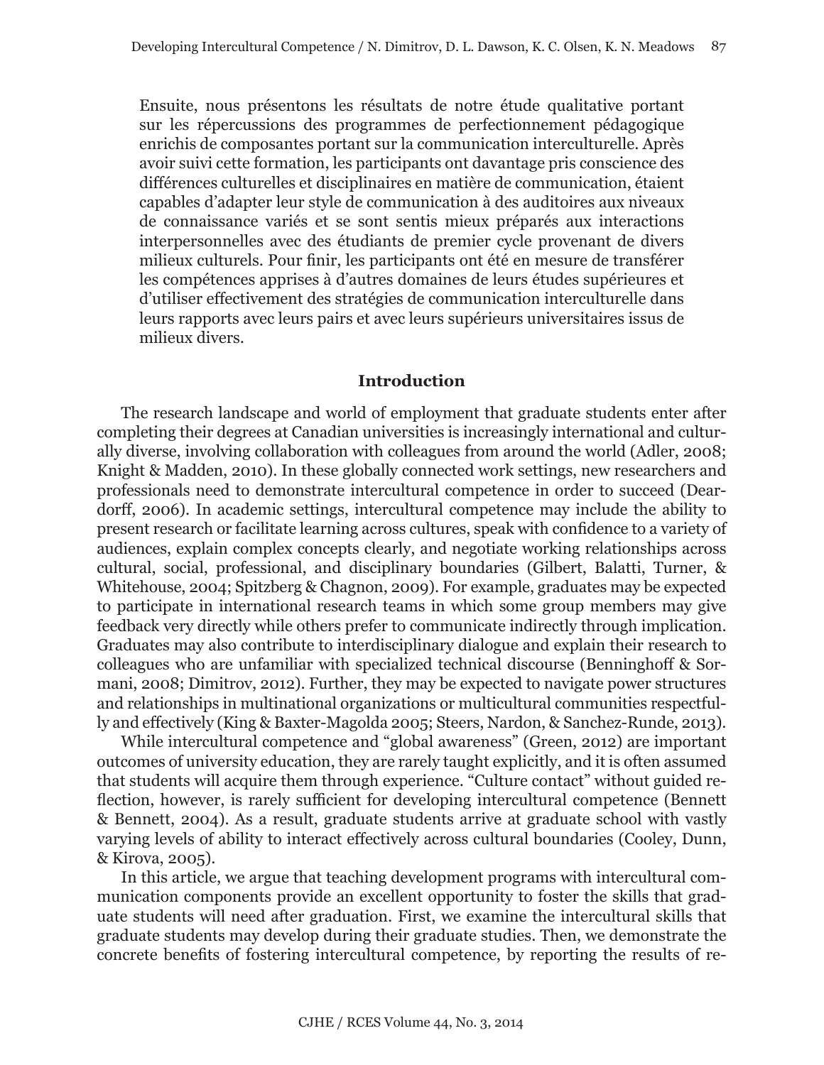Ensuite, nous présentons les résultats de notre étude qualitative portant sur les répercussions des programmes de perfectionnement pédagogique enrichis de composantes portant sur la communication interculturelle. Après avoir suivi cette formation, les participants ont davantage pris conscience des différences culturelles et disciplinaires en matière de communication, étaient capables d'adapter leur style de communication à des auditoires aux niveaux de connaissance variés et se sont sentis mieux préparés aux interactions interpersonnelles avec des étudiants de premier cycle provenant de divers milieux culturels. Pour finir, les participants ont été en mesure de transférer les compétences apprises à d'autres domaines de leurs études supérieures et d'utiliser effectivement des stratégies de communication interculturelle dans leurs rapports avec leurs pairs et avec leurs supérieurs universitaires issus de milieux divers.

## Introduction

The research landscape and world of employment that graduate students enter after completing their degrees at Canadian universities is increasingly international and culturally diverse, involving collaboration with colleagues from around the world (Adler, 2008; Knight & Madden, 2010). In these globally connected work settings, new researchers and professionals need to demonstrate intercultural competence in order to succeed (Deardorff, 2006). In academic settings, intercultural competence may include the ability to present research or facilitate learning across cultures, speak with confidence to a variety of audiences, explain complex concepts clearly, and negotiate working relationships across cultural, social, professional, and disciplinary boundaries (Gilbert, Balatti, Turner, & Whitehouse, 2004; Spitzberg & Chagnon, 2009). For example, graduates may be expected to participate in international research teams in which some group members may give feedback very directly while others prefer to communicate indirectly through implication. Graduates may also contribute to interdisciplinary dialogue and explain their research to colleagues who are unfamiliar with specialized technical discourse (Benninghoff & Sormani, 2008; Dimitrov, 2012). Further, they may be expected to navigate power structures and relationships in multinational organizations or multicultural communities respectfully and effectively (King & Baxter-Magolda 2005; Steers, Nardon, & Sanchez-Runde, 2013).

While intercultural competence and "global awareness" (Green, 2012) are important outcomes of university education, they are rarely taught explicitly, and it is often assumed that students will acquire them through experience. "Culture contact" without guided reflection, however, is rarely sufficient for developing intercultural competence (Bennett & Bennett, 2004). As a result, graduate students arrive at graduate school with vastly varying levels of ability to interact effectively across cultural boundaries (Cooley, Dunn, & Kirova, 2005).

In this article, we argue that teaching development programs with intercultural communication components provide an excellent opportunity to foster the skills that graduate students will need after graduation. First, we examine the intercultural skills that graduate students may develop during their graduate studies. Then, we demonstrate the concrete benefits of fostering intercultural competence, by reporting the results of re-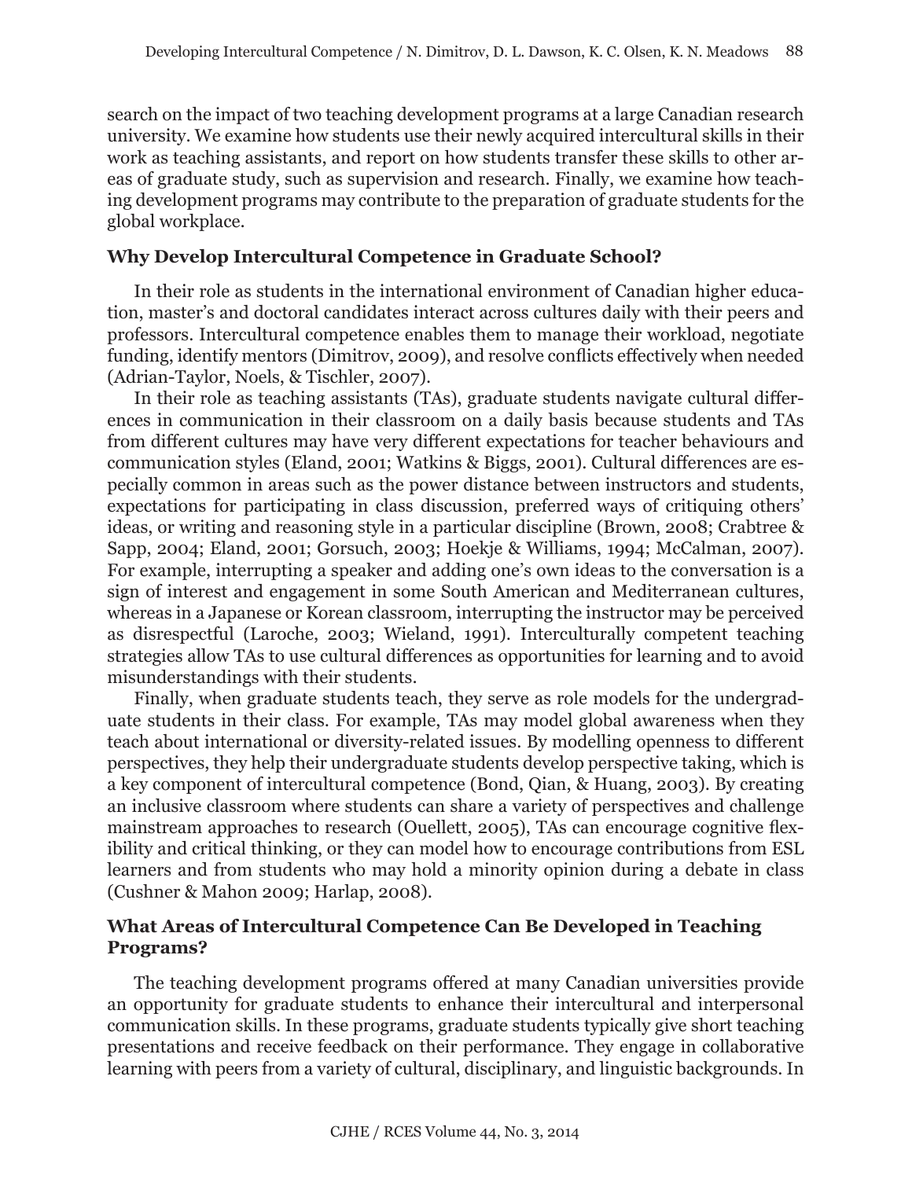search on the impact of two teaching development programs at a large Canadian research university. We examine how students use their newly acquired intercultural skills in their work as teaching assistants, and report on how students transfer these skills to other areas of graduate study, such as supervision and research. Finally, we examine how teaching development programs may contribute to the preparation of graduate students for the global workplace.

## Why Develop Intercultural Competence in Graduate School?

In their role as students in the international environment of Canadian higher education, master's and doctoral candidates interact across cultures daily with their peers and professors. Intercultural competence enables them to manage their workload, negotiate funding, identify mentors (Dimitrov, 2009), and resolve conflicts effectively when needed (Adrian-Taylor, Noels, & Tischler, 2007).

In their role as teaching assistants (TAs), graduate students navigate cultural differences in communication in their classroom on a daily basis because students and TAs from different cultures may have very different expectations for teacher behaviours and communication styles (Eland, 2001; Watkins & Biggs, 2001). Cultural differences are especially common in areas such as the power distance between instructors and students, expectations for participating in class discussion, preferred ways of critiquing others' ideas, or writing and reasoning style in a particular discipline (Brown, 2008; Crabtree & Sapp, 2004; Eland, 2001; Gorsuch, 2003; Hoekje & Williams, 1994; McCalman, 2007). For example, interrupting a speaker and adding one's own ideas to the conversation is a sign of interest and engagement in some South American and Mediterranean cultures, whereas in a Japanese or Korean classroom, interrupting the instructor may be perceived as disrespectful (Laroche, 2003; Wieland, 1991). Interculturally competent teaching strategies allow TAs to use cultural differences as opportunities for learning and to avoid misunderstandings with their students.

Finally, when graduate students teach, they serve as role models for the undergraduate students in their class. For example, TAs may model global awareness when they teach about international or diversity-related issues. By modelling openness to different perspectives, they help their undergraduate students develop perspective taking, which is a key component of intercultural competence (Bond, Qian, & Huang, 2003). By creating an inclusive classroom where students can share a variety of perspectives and challenge mainstream approaches to research (Ouellett, 2005), TAs can encourage cognitive flexibility and critical thinking, or they can model how to encourage contributions from ESL learners and from students who may hold a minority opinion during a debate in class (Cushner & Mahon 2009; Harlap, 2008).

## What Areas of Intercultural Competence Can Be Developed in Teaching Programs?

The teaching development programs offered at many Canadian universities provide an opportunity for graduate students to enhance their intercultural and interpersonal communication skills. In these programs, graduate students typically give short teaching presentations and receive feedback on their performance. They engage in collaborative learning with peers from a variety of cultural, disciplinary, and linguistic backgrounds. In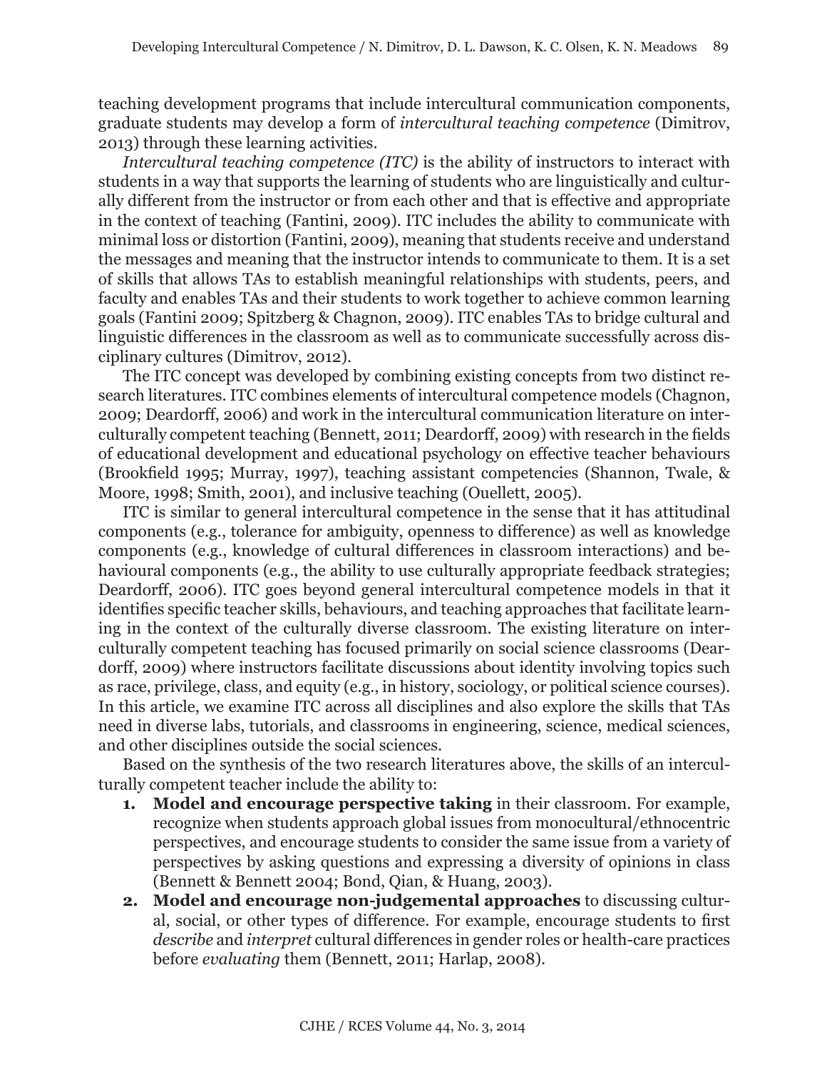teaching development programs that include intercultural communication components, graduate students may develop a form of *intercultural teaching competence* (Dimitrov, 2013) through these learning activities.

*Intercultural teaching competence (ITC)* is the ability of instructors to interact with students in a way that supports the learning of students who are linguistically and culturally different from the instructor or from each other and that is effective and appropriate in the context of teaching (Fantini, 2009). ITC includes the ability to communicate with minimal loss or distortion (Fantini, 2009), meaning that students receive and understand the messages and meaning that the instructor intends to communicate to them. It is a set of skills that allows TAs to establish meaningful relationships with students, peers, and faculty and enables TAs and their students to work together to achieve common learning goals (Fantini 2009; Spitzberg & Chagnon, 2009). ITC enables TAs to bridge cultural and linguistic differences in the classroom as well as to communicate successfully across disciplinary cultures (Dimitrov, 2012).

The ITC concept was developed by combining existing concepts from two distinct research literatures. ITC combines elements of intercultural competence models (Chagnon, 2009; Deardorff, 2006) and work in the intercultural communication literature on interculturally competent teaching (Bennett, 2011; Deardorff, 2009) with research in the fields of educational development and educational psychology on effective teacher behaviours (Brookfield 1995; Murray, 1997), teaching assistant competencies (Shannon, Twale, & Moore, 1998; Smith, 2001), and inclusive teaching (Ouellett, 2005).

ITC is similar to general intercultural competence in the sense that it has attitudinal components (e.g., tolerance for ambiguity, openness to difference) as well as knowledge components (e.g., knowledge of cultural differences in classroom interactions) and behavioural components (e.g., the ability to use culturally appropriate feedback strategies; Deardorff, 2006). ITC goes beyond general intercultural competence models in that it identifies specific teacher skills, behaviours, and teaching approaches that facilitate learning in the context of the culturally diverse classroom. The existing literature on interculturally competent teaching has focused primarily on social science classrooms (Deardorff, 2009) where instructors facilitate discussions about identity involving topics such as race, privilege, class, and equity (e.g., in history, sociology, or political science courses). In this article, we examine ITC across all disciplines and also explore the skills that TAs need in diverse labs, tutorials, and classrooms in engineering, science, medical sciences, and other disciplines outside the social sciences.

Based on the synthesis of the two research literatures above, the skills of an interculturally competent teacher include the ability to:

1. **Model and encourage perspective taking** in their classroom. For example, recognize when students approach global issues from monocultural/ethnocentric perspectives, and encourage students to consider the same issue from a variety of perspectives by asking questions and expressing a diversity of opinions in class (Bennett & Bennett 2004; Bond, Qian, & Huang, 2003).
2. **Model and encourage non-judgemental approaches** to discussing cultural, social, or other types of difference. For example, encourage students to first *describe* and *interpret* cultural differences in gender roles or health-care practices before *evaluating* them (Bennett, 2011; Harlap, 2008).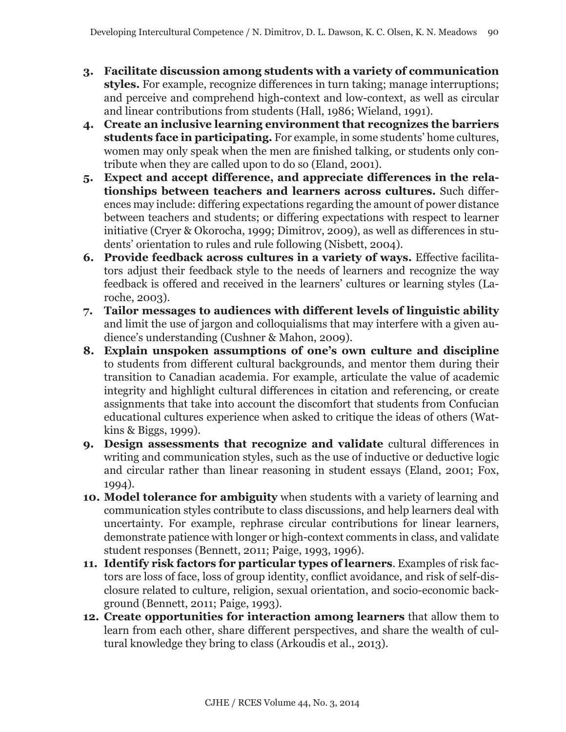3. **Facilitate discussion among students with a variety of communication styles.** For example, recognize differences in turn taking; manage interruptions; and perceive and comprehend high-context and low-context, as well as circular and linear contributions from students (Hall, 1986; Wieland, 1991).
4. **Create an inclusive learning environment that recognizes the barriers students face in participating.** For example, in some students' home cultures, women may only speak when the men are finished talking, or students only contribute when they are called upon to do so (Eland, 2001).
5. **Expect and accept difference, and appreciate differences in the relationships between teachers and learners across cultures.** Such differences may include: differing expectations regarding the amount of power distance between teachers and students; or differing expectations with respect to learner initiative (Cryer & Okorocha, 1999; Dimitrov, 2009), as well as differences in students' orientation to rules and rule following (Nisbett, 2004).
6. **Provide feedback across cultures in a variety of ways.** Effective facilitators adjust their feedback style to the needs of learners and recognize the way feedback is offered and received in the learners' cultures or learning styles (Laroche, 2003).
7. **Tailor messages to audiences with different levels of linguistic ability** and limit the use of jargon and colloquialisms that may interfere with a given audience's understanding (Cushner & Mahon, 2009).
8. **Explain unspoken assumptions of one's own culture and discipline** to students from different cultural backgrounds, and mentor them during their transition to Canadian academia. For example, articulate the value of academic integrity and highlight cultural differences in citation and referencing, or create assignments that take into account the discomfort that students from Confucian educational cultures experience when asked to critique the ideas of others (Watkins & Biggs, 1999).
9. **Design assessments that recognize and validate** cultural differences in writing and communication styles, such as the use of inductive or deductive logic and circular rather than linear reasoning in student essays (Eland, 2001; Fox, 1994).
10. **Model tolerance for ambiguity** when students with a variety of learning and communication styles contribute to class discussions, and help learners deal with uncertainty. For example, rephrase circular contributions for linear learners, demonstrate patience with longer or high-context comments in class, and validate student responses (Bennett, 2011; Paige, 1993, 1996).
11. **Identify risk factors for particular types of learners**. Examples of risk factors are loss of face, loss of group identity, conflict avoidance, and risk of self-disclosure related to culture, religion, sexual orientation, and socio-economic background (Bennett, 2011; Paige, 1993).
12. **Create opportunities for interaction among learners** that allow them to learn from each other, share different perspectives, and share the wealth of cultural knowledge they bring to class (Arkoudis et al., 2013).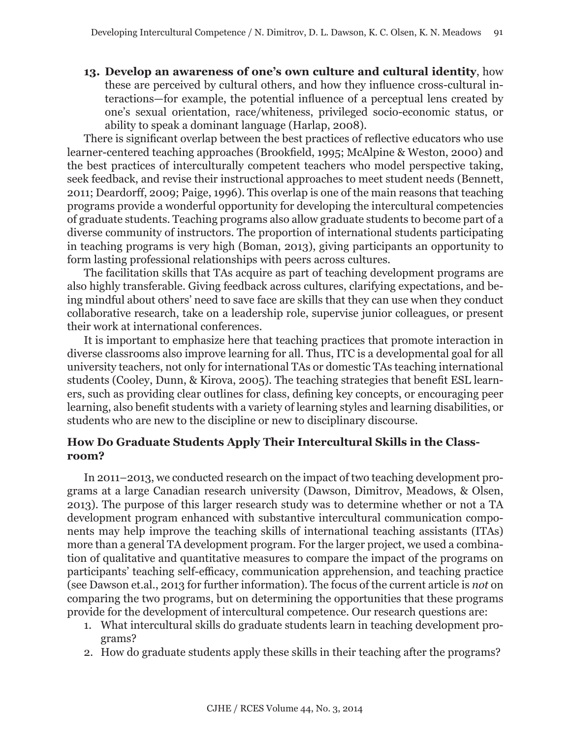13. **Develop an awareness of one's own culture and cultural identity**, how these are perceived by cultural others, and how they influence cross-cultural interactions—for example, the potential influence of a perceptual lens created by one's sexual orientation, race/whiteness, privileged socio-economic status, or ability to speak a dominant language (Harlap, 2008).

There is significant overlap between the best practices of reflective educators who use learner-centered teaching approaches (Brookfield, 1995; McAlpine & Weston, 2000) and the best practices of interculturally competent teachers who model perspective taking, seek feedback, and revise their instructional approaches to meet student needs (Bennett, 2011; Deardorff, 2009; Paige, 1996). This overlap is one of the main reasons that teaching programs provide a wonderful opportunity for developing the intercultural competencies of graduate students. Teaching programs also allow graduate students to become part of a diverse community of instructors. The proportion of international students participating in teaching programs is very high (Boman, 2013), giving participants an opportunity to form lasting professional relationships with peers across cultures.

The facilitation skills that TAs acquire as part of teaching development programs are also highly transferable. Giving feedback across cultures, clarifying expectations, and being mindful about others' need to save face are skills that they can use when they conduct collaborative research, take on a leadership role, supervise junior colleagues, or present their work at international conferences.

It is important to emphasize here that teaching practices that promote interaction in diverse classrooms also improve learning for all. Thus, ITC is a developmental goal for all university teachers, not only for international TAs or domestic TAs teaching international students (Cooley, Dunn, & Kirova, 2005). The teaching strategies that benefit ESL learners, such as providing clear outlines for class, defining key concepts, or encouraging peer learning, also benefit students with a variety of learning styles and learning disabilities, or students who are new to the discipline or new to disciplinary discourse.

### How Do Graduate Students Apply Their Intercultural Skills in the Classroom?

In 2011–2013, we conducted research on the impact of two teaching development programs at a large Canadian research university (Dawson, Dimitrov, Meadows, & Olsen, 2013). The purpose of this larger research study was to determine whether or not a TA development program enhanced with substantive intercultural communication components may help improve the teaching skills of international teaching assistants (ITAs) more than a general TA development program. For the larger project, we used a combination of qualitative and quantitative measures to compare the impact of the programs on participants' teaching self-efficacy, communication apprehension, and teaching practice (see Dawson et.al., 2013 for further information). The focus of the current article is *not* on comparing the two programs, but on determining the opportunities that these programs provide for the development of intercultural competence. Our research questions are:

1. What intercultural skills do graduate students learn in teaching development programs?
2. How do graduate students apply these skills in their teaching after the programs?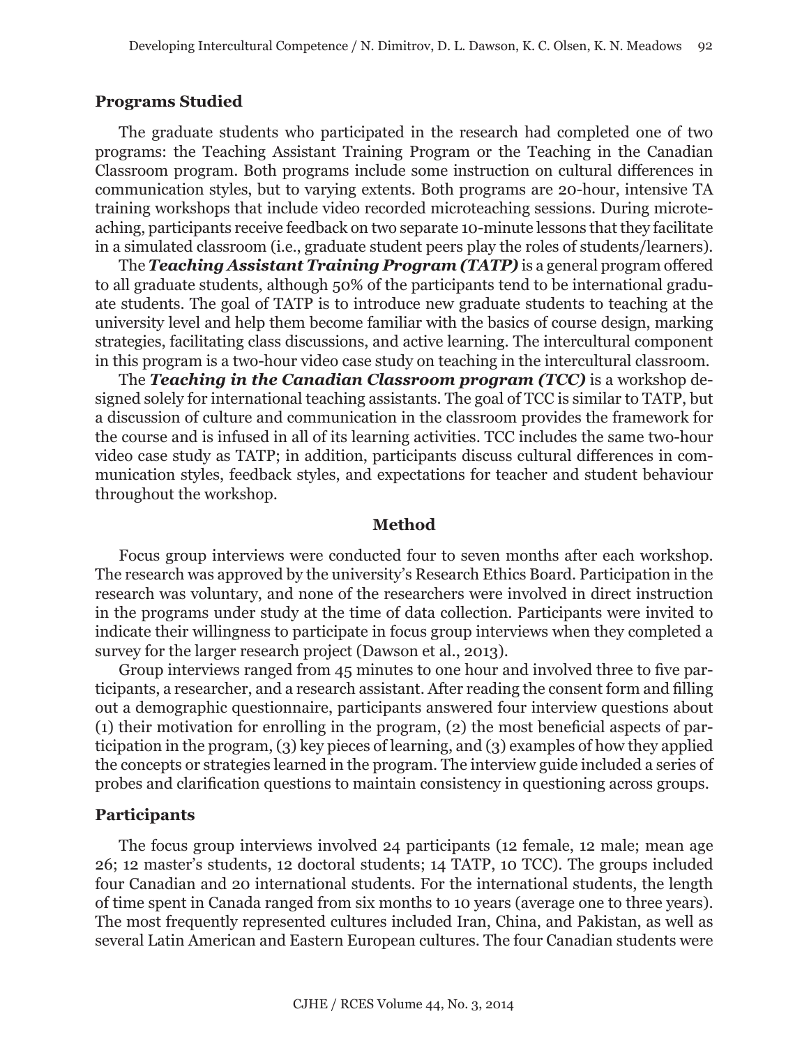### Programs Studied

The graduate students who participated in the research had completed one of two programs: the Teaching Assistant Training Program or the Teaching in the Canadian Classroom program. Both programs include some instruction on cultural differences in communication styles, but to varying extents. Both programs are 20-hour, intensive TA training workshops that include video recorded microteaching sessions. During microteaching, participants receive feedback on two separate 10-minute lessons that they facilitate in a simulated classroom (i.e., graduate student peers play the roles of students/learners).

The ***Teaching Assistant Training Program (TATP)*** is a general program offered to all graduate students, although 50% of the participants tend to be international graduate students. The goal of TATP is to introduce new graduate students to teaching at the university level and help them become familiar with the basics of course design, marking strategies, facilitating class discussions, and active learning. The intercultural component in this program is a two-hour video case study on teaching in the intercultural classroom.

The ***Teaching in the Canadian Classroom program (TCC)*** is a workshop designed solely for international teaching assistants. The goal of TCC is similar to TATP, but a discussion of culture and communication in the classroom provides the framework for the course and is infused in all of its learning activities. TCC includes the same two-hour video case study as TATP; in addition, participants discuss cultural differences in communication styles, feedback styles, and expectations for teacher and student behaviour throughout the workshop.

## Method

Focus group interviews were conducted four to seven months after each workshop. The research was approved by the university's Research Ethics Board. Participation in the research was voluntary, and none of the researchers were involved in direct instruction in the programs under study at the time of data collection. Participants were invited to indicate their willingness to participate in focus group interviews when they completed a survey for the larger research project (Dawson et al., 2013).

Group interviews ranged from 45 minutes to one hour and involved three to five participants, a researcher, and a research assistant. After reading the consent form and filling out a demographic questionnaire, participants answered four interview questions about (1) their motivation for enrolling in the program, (2) the most beneficial aspects of participation in the program, (3) key pieces of learning, and (3) examples of how they applied the concepts or strategies learned in the program. The interview guide included a series of probes and clarification questions to maintain consistency in questioning across groups.

### Participants

The focus group interviews involved 24 participants (12 female, 12 male; mean age 26; 12 master's students, 12 doctoral students; 14 TATP, 10 TCC). The groups included four Canadian and 20 international students. For the international students, the length of time spent in Canada ranged from six months to 10 years (average one to three years). The most frequently represented cultures included Iran, China, and Pakistan, as well as several Latin American and Eastern European cultures. The four Canadian students were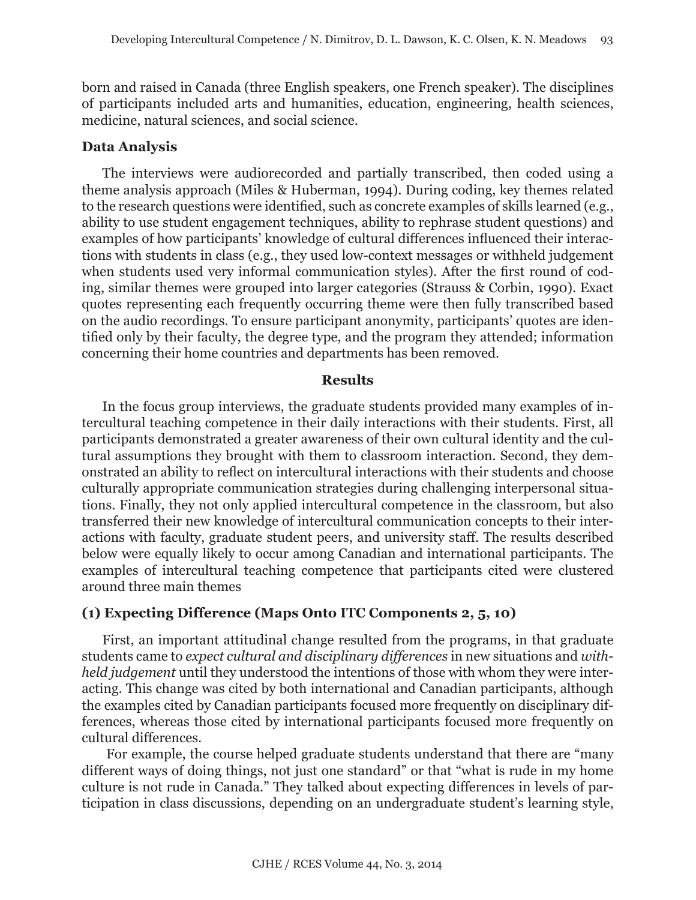born and raised in Canada (three English speakers, one French speaker). The disciplines of participants included arts and humanities, education, engineering, health sciences, medicine, natural sciences, and social science.

### Data Analysis

The interviews were audiorecorded and partially transcribed, then coded using a theme analysis approach (Miles & Huberman, 1994). During coding, key themes related to the research questions were identified, such as concrete examples of skills learned (e.g., ability to use student engagement techniques, ability to rephrase student questions) and examples of how participants' knowledge of cultural differences influenced their interactions with students in class (e.g., they used low-context messages or withheld judgement when students used very informal communication styles). After the first round of coding, similar themes were grouped into larger categories (Strauss & Corbin, 1990). Exact quotes representing each frequently occurring theme were then fully transcribed based on the audio recordings. To ensure participant anonymity, participants' quotes are identified only by their faculty, the degree type, and the program they attended; information concerning their home countries and departments has been removed.

## Results

In the focus group interviews, the graduate students provided many examples of intercultural teaching competence in their daily interactions with their students. First, all participants demonstrated a greater awareness of their own cultural identity and the cultural assumptions they brought with them to classroom interaction. Second, they demonstrated an ability to reflect on intercultural interactions with their students and choose culturally appropriate communication strategies during challenging interpersonal situations. Finally, they not only applied intercultural competence in the classroom, but also transferred their new knowledge of intercultural communication concepts to their interactions with faculty, graduate student peers, and university staff. The results described below were equally likely to occur among Canadian and international participants. The examples of intercultural teaching competence that participants cited were clustered around three main themes

### (1) Expecting Difference (Maps Onto ITC Components 2, 5, 10)

First, an important attitudinal change resulted from the programs, in that graduate students came to *expect cultural and disciplinary differences* in new situations and *withheld judgement* until they understood the intentions of those with whom they were interacting. This change was cited by both international and Canadian participants, although the examples cited by Canadian participants focused more frequently on disciplinary differences, whereas those cited by international participants focused more frequently on cultural differences.

For example, the course helped graduate students understand that there are "many different ways of doing things, not just one standard" or that "what is rude in my home culture is not rude in Canada." They talked about expecting differences in levels of participation in class discussions, depending on an undergraduate student's learning style,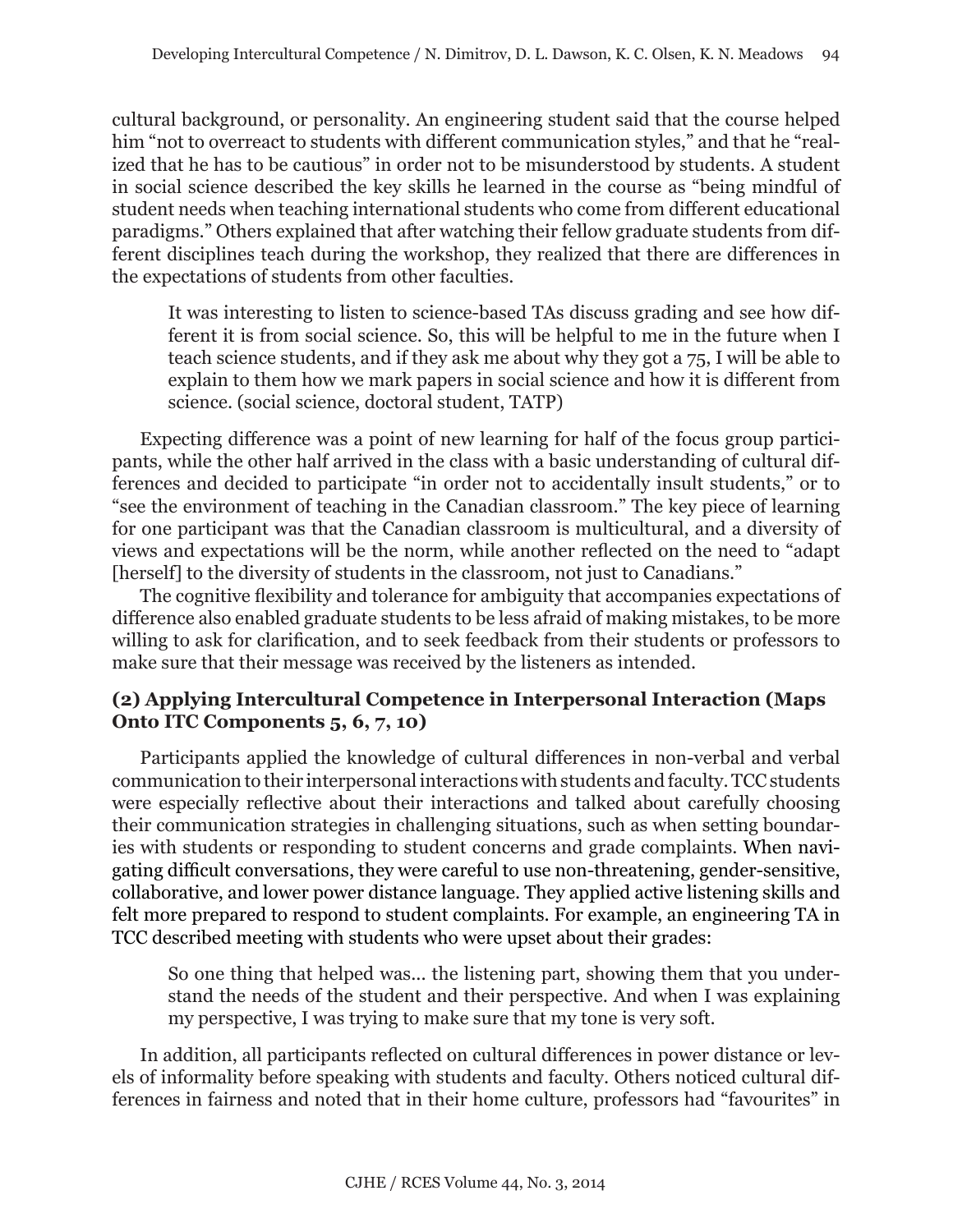cultural background, or personality. An engineering student said that the course helped him "not to overreact to students with different communication styles," and that he "realized that he has to be cautious" in order not to be misunderstood by students. A student in social science described the key skills he learned in the course as "being mindful of student needs when teaching international students who come from different educational paradigms." Others explained that after watching their fellow graduate students from different disciplines teach during the workshop, they realized that there are differences in the expectations of students from other faculties.

> It was interesting to listen to science-based TAs discuss grading and see how different it is from social science. So, this will be helpful to me in the future when I teach science students, and if they ask me about why they got a 75, I will be able to explain to them how we mark papers in social science and how it is different from science. (social science, doctoral student, TATP)

Expecting difference was a point of new learning for half of the focus group participants, while the other half arrived in the class with a basic understanding of cultural differences and decided to participate "in order not to accidentally insult students," or to "see the environment of teaching in the Canadian classroom." The key piece of learning for one participant was that the Canadian classroom is multicultural, and a diversity of views and expectations will be the norm, while another reflected on the need to "adapt [herself] to the diversity of students in the classroom, not just to Canadians."

The cognitive flexibility and tolerance for ambiguity that accompanies expectations of difference also enabled graduate students to be less afraid of making mistakes, to be more willing to ask for clarification, and to seek feedback from their students or professors to make sure that their message was received by the listeners as intended.

### (2) Applying Intercultural Competence in Interpersonal Interaction (Maps Onto ITC Components 5, 6, 7, 10)

Participants applied the knowledge of cultural differences in non-verbal and verbal communication to their interpersonal interactions with students and faculty. TCC students were especially reflective about their interactions and talked about carefully choosing their communication strategies in challenging situations, such as when setting boundaries with students or responding to student concerns and grade complaints. When navigating difficult conversations, they were careful to use non-threatening, gender-sensitive, collaborative, and lower power distance language. They applied active listening skills and felt more prepared to respond to student complaints. For example, an engineering TA in TCC described meeting with students who were upset about their grades:

> So one thing that helped was... the listening part, showing them that you understand the needs of the student and their perspective. And when I was explaining my perspective, I was trying to make sure that my tone is very soft.

In addition, all participants reflected on cultural differences in power distance or levels of informality before speaking with students and faculty. Others noticed cultural differences in fairness and noted that in their home culture, professors had "favourites" in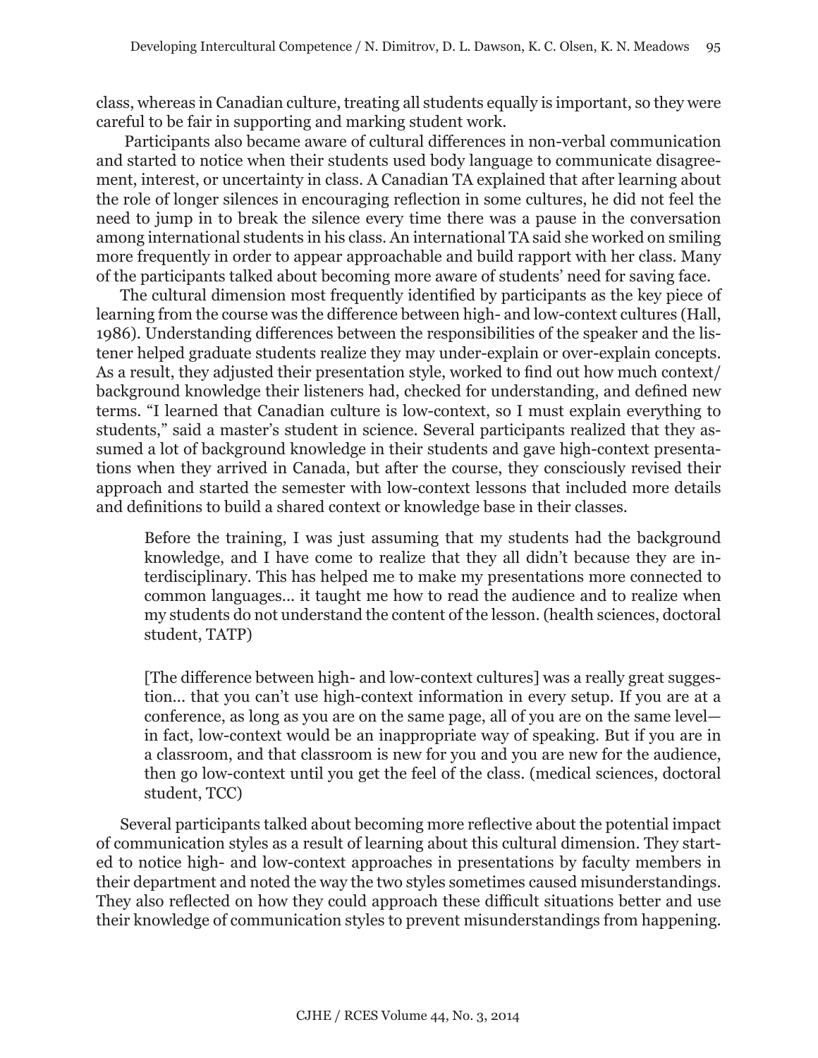class, whereas in Canadian culture, treating all students equally is important, so they were careful to be fair in supporting and marking student work.

Participants also became aware of cultural differences in non-verbal communication and started to notice when their students used body language to communicate disagreement, interest, or uncertainty in class. A Canadian TA explained that after learning about the role of longer silences in encouraging reflection in some cultures, he did not feel the need to jump in to break the silence every time there was a pause in the conversation among international students in his class. An international TA said she worked on smiling more frequently in order to appear approachable and build rapport with her class. Many of the participants talked about becoming more aware of students' need for saving face.

The cultural dimension most frequently identified by participants as the key piece of learning from the course was the difference between high- and low-context cultures (Hall, 1986). Understanding differences between the responsibilities of the speaker and the listener helped graduate students realize they may under-explain or over-explain concepts. As a result, they adjusted their presentation style, worked to find out how much context/background knowledge their listeners had, checked for understanding, and defined new terms. "I learned that Canadian culture is low-context, so I must explain everything to students," said a master's student in science. Several participants realized that they assumed a lot of background knowledge in their students and gave high-context presentations when they arrived in Canada, but after the course, they consciously revised their approach and started the semester with low-context lessons that included more details and definitions to build a shared context or knowledge base in their classes.

> Before the training, I was just assuming that my students had the background knowledge, and I have come to realize that they all didn't because they are interdisciplinary. This has helped me to make my presentations more connected to common languages… it taught me how to read the audience and to realize when my students do not understand the content of the lesson. (health sciences, doctoral student, TATP)

> [The difference between high- and low-context cultures] was a really great suggestion… that you can't use high-context information in every setup. If you are at a conference, as long as you are on the same page, all of you are on the same level—in fact, low-context would be an inappropriate way of speaking. But if you are in a classroom, and that classroom is new for you and you are new for the audience, then go low-context until you get the feel of the class. (medical sciences, doctoral student, TCC)

Several participants talked about becoming more reflective about the potential impact of communication styles as a result of learning about this cultural dimension. They started to notice high- and low-context approaches in presentations by faculty members in their department and noted the way the two styles sometimes caused misunderstandings. They also reflected on how they could approach these difficult situations better and use their knowledge of communication styles to prevent misunderstandings from happening.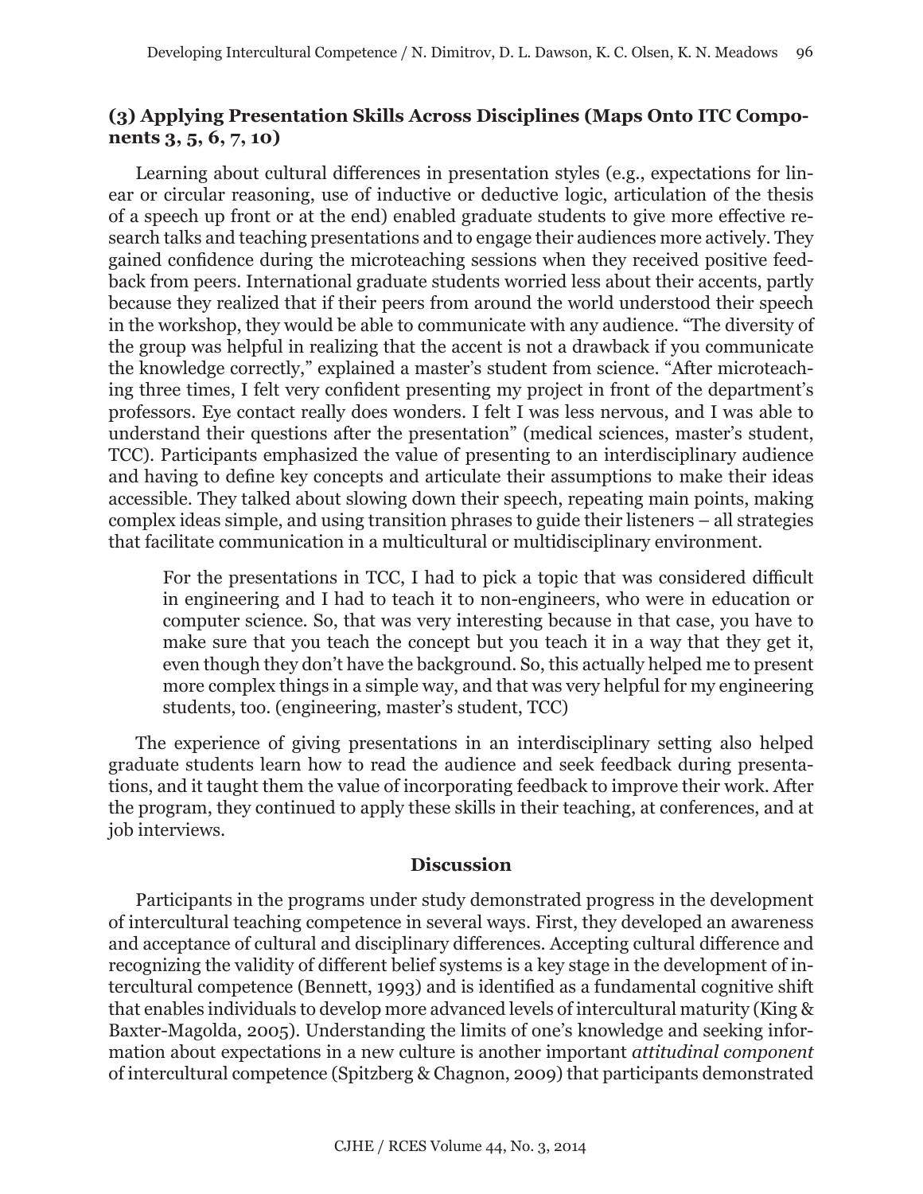### (3) Applying Presentation Skills Across Disciplines (Maps Onto ITC Components 3, 5, 6, 7, 10)

Learning about cultural differences in presentation styles (e.g., expectations for linear or circular reasoning, use of inductive or deductive logic, articulation of the thesis of a speech up front or at the end) enabled graduate students to give more effective research talks and teaching presentations and to engage their audiences more actively. They gained confidence during the microteaching sessions when they received positive feedback from peers. International graduate students worried less about their accents, partly because they realized that if their peers from around the world understood their speech in the workshop, they would be able to communicate with any audience. "The diversity of the group was helpful in realizing that the accent is not a drawback if you communicate the knowledge correctly," explained a master's student from science. "After microteaching three times, I felt very confident presenting my project in front of the department's professors. Eye contact really does wonders. I felt I was less nervous, and I was able to understand their questions after the presentation" (medical sciences, master's student, TCC). Participants emphasized the value of presenting to an interdisciplinary audience and having to define key concepts and articulate their assumptions to make their ideas accessible. They talked about slowing down their speech, repeating main points, making complex ideas simple, and using transition phrases to guide their listeners – all strategies that facilitate communication in a multicultural or multidisciplinary environment.

> For the presentations in TCC, I had to pick a topic that was considered difficult in engineering and I had to teach it to non-engineers, who were in education or computer science. So, that was very interesting because in that case, you have to make sure that you teach the concept but you teach it in a way that they get it, even though they don't have the background. So, this actually helped me to present more complex things in a simple way, and that was very helpful for my engineering students, too. (engineering, master's student, TCC)

The experience of giving presentations in an interdisciplinary setting also helped graduate students learn how to read the audience and seek feedback during presentations, and it taught them the value of incorporating feedback to improve their work. After the program, they continued to apply these skills in their teaching, at conferences, and at job interviews.

## Discussion

Participants in the programs under study demonstrated progress in the development of intercultural teaching competence in several ways. First, they developed an awareness and acceptance of cultural and disciplinary differences. Accepting cultural difference and recognizing the validity of different belief systems is a key stage in the development of intercultural competence (Bennett, 1993) and is identified as a fundamental cognitive shift that enables individuals to develop more advanced levels of intercultural maturity (King & Baxter-Magolda, 2005). Understanding the limits of one's knowledge and seeking information about expectations in a new culture is another important *attitudinal component* of intercultural competence (Spitzberg & Chagnon, 2009) that participants demonstrated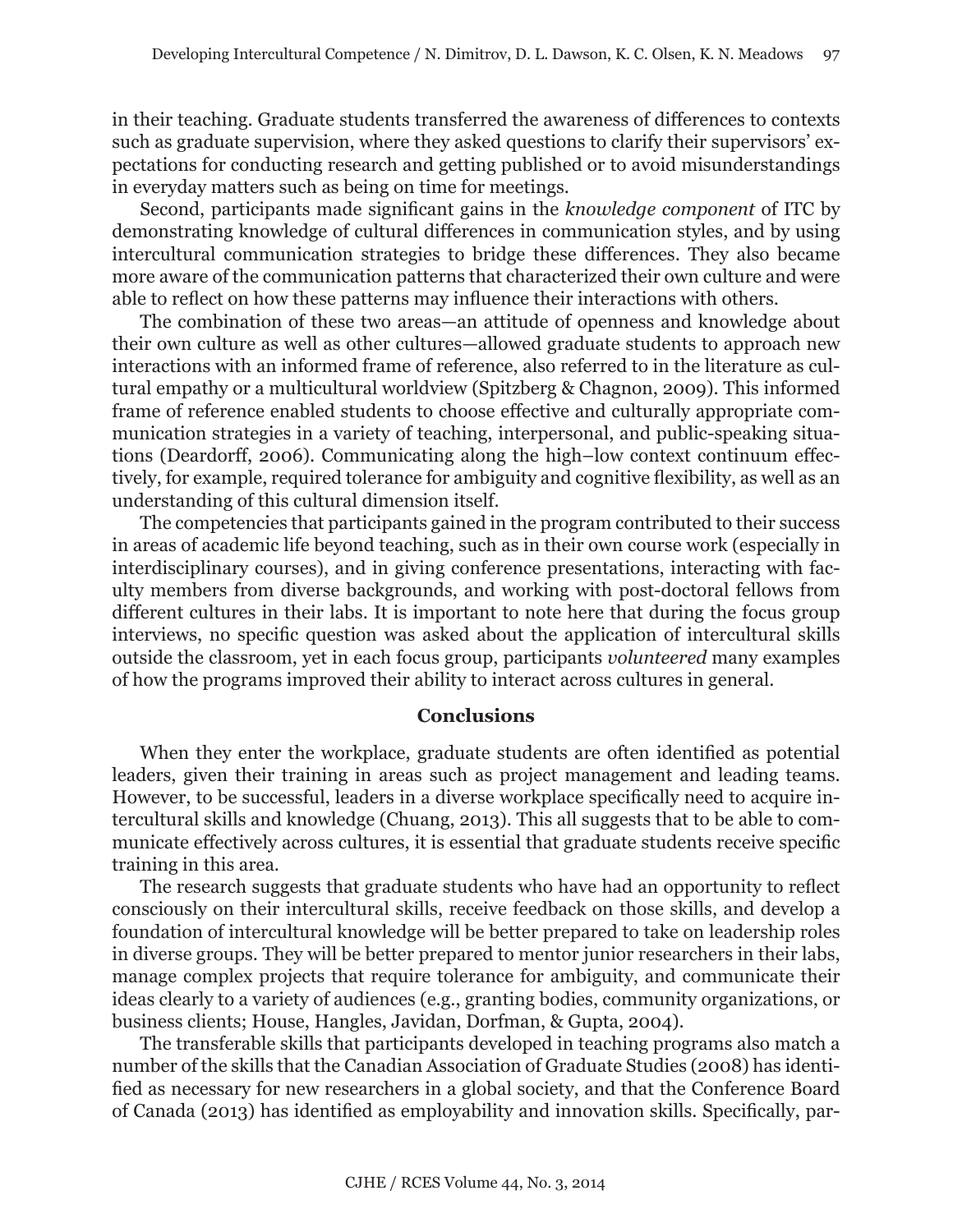in their teaching. Graduate students transferred the awareness of differences to contexts such as graduate supervision, where they asked questions to clarify their supervisors' expectations for conducting research and getting published or to avoid misunderstandings in everyday matters such as being on time for meetings.

Second, participants made significant gains in the *knowledge component* of ITC by demonstrating knowledge of cultural differences in communication styles, and by using intercultural communication strategies to bridge these differences. They also became more aware of the communication patterns that characterized their own culture and were able to reflect on how these patterns may influence their interactions with others.

The combination of these two areas—an attitude of openness and knowledge about their own culture as well as other cultures—allowed graduate students to approach new interactions with an informed frame of reference, also referred to in the literature as cultural empathy or a multicultural worldview (Spitzberg & Chagnon, 2009). This informed frame of reference enabled students to choose effective and culturally appropriate communication strategies in a variety of teaching, interpersonal, and public-speaking situations (Deardorff, 2006). Communicating along the high–low context continuum effectively, for example, required tolerance for ambiguity and cognitive flexibility, as well as an understanding of this cultural dimension itself.

The competencies that participants gained in the program contributed to their success in areas of academic life beyond teaching, such as in their own course work (especially in interdisciplinary courses), and in giving conference presentations, interacting with faculty members from diverse backgrounds, and working with post-doctoral fellows from different cultures in their labs. It is important to note here that during the focus group interviews, no specific question was asked about the application of intercultural skills outside the classroom, yet in each focus group, participants *volunteered* many examples of how the programs improved their ability to interact across cultures in general.

## Conclusions

When they enter the workplace, graduate students are often identified as potential leaders, given their training in areas such as project management and leading teams. However, to be successful, leaders in a diverse workplace specifically need to acquire intercultural skills and knowledge (Chuang, 2013). This all suggests that to be able to communicate effectively across cultures, it is essential that graduate students receive specific training in this area.

The research suggests that graduate students who have had an opportunity to reflect consciously on their intercultural skills, receive feedback on those skills, and develop a foundation of intercultural knowledge will be better prepared to take on leadership roles in diverse groups. They will be better prepared to mentor junior researchers in their labs, manage complex projects that require tolerance for ambiguity, and communicate their ideas clearly to a variety of audiences (e.g., granting bodies, community organizations, or business clients; House, Hangles, Javidan, Dorfman, & Gupta, 2004).

The transferable skills that participants developed in teaching programs also match a number of the skills that the Canadian Association of Graduate Studies (2008) has identified as necessary for new researchers in a global society, and that the Conference Board of Canada (2013) has identified as employability and innovation skills. Specifically, par-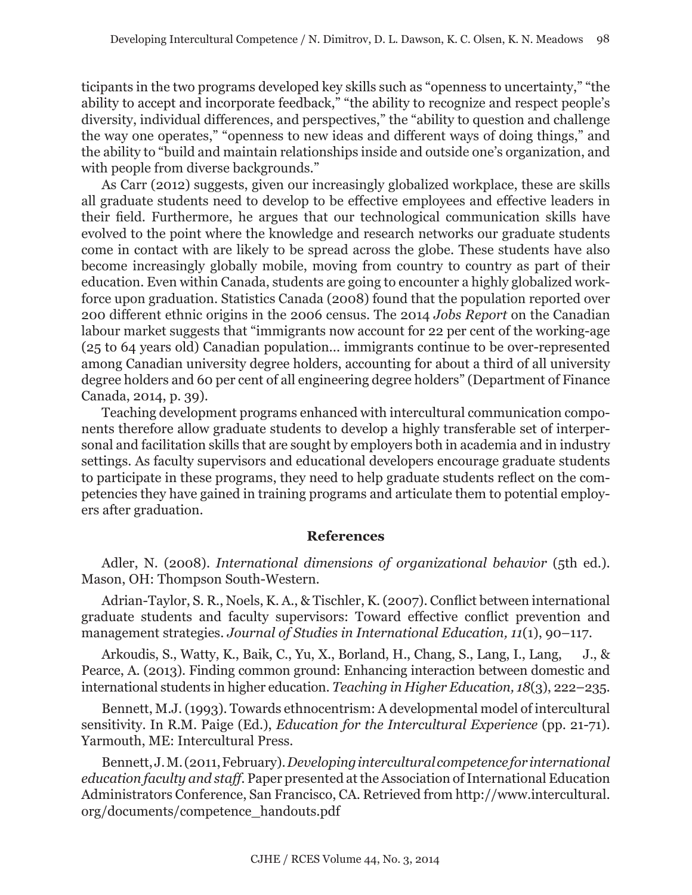ticipants in the two programs developed key skills such as "openness to uncertainty," "the ability to accept and incorporate feedback," "the ability to recognize and respect people's diversity, individual differences, and perspectives," the "ability to question and challenge the way one operates," "openness to new ideas and different ways of doing things," and the ability to "build and maintain relationships inside and outside one's organization, and with people from diverse backgrounds."

As Carr (2012) suggests, given our increasingly globalized workplace, these are skills all graduate students need to develop to be effective employees and effective leaders in their field. Furthermore, he argues that our technological communication skills have evolved to the point where the knowledge and research networks our graduate students come in contact with are likely to be spread across the globe. These students have also become increasingly globally mobile, moving from country to country as part of their education. Even within Canada, students are going to encounter a highly globalized workforce upon graduation. Statistics Canada (2008) found that the population reported over 200 different ethnic origins in the 2006 census. The 2014 *Jobs Report* on the Canadian labour market suggests that "immigrants now account for 22 per cent of the working-age (25 to 64 years old) Canadian population... immigrants continue to be over-represented among Canadian university degree holders, accounting for about a third of all university degree holders and 60 per cent of all engineering degree holders" (Department of Finance Canada, 2014, p. 39).

Teaching development programs enhanced with intercultural communication components therefore allow graduate students to develop a highly transferable set of interpersonal and facilitation skills that are sought by employers both in academia and in industry settings. As faculty supervisors and educational developers encourage graduate students to participate in these programs, they need to help graduate students reflect on the competencies they have gained in training programs and articulate them to potential employers after graduation.

## References

Adler, N. (2008). *International dimensions of organizational behavior* (5th ed.). Mason, OH: Thompson South-Western.

Adrian-Taylor, S. R., Noels, K. A., & Tischler, K. (2007). Conflict between international graduate students and faculty supervisors: Toward effective conflict prevention and management strategies. *Journal of Studies in International Education, 11*(1), 90–117.

Arkoudis, S., Watty, K., Baik, C., Yu, X., Borland, H., Chang, S., Lang, I., Lang, J., & Pearce, A. (2013). Finding common ground: Enhancing interaction between domestic and international students in higher education. *Teaching in Higher Education, 18*(3), 222–235.

Bennett, M.J. (1993). Towards ethnocentrism: A developmental model of intercultural sensitivity. In R.M. Paige (Ed.), *Education for the Intercultural Experience* (pp. 21-71). Yarmouth, ME: Intercultural Press.

Bennett, J. M. (2011, February). *Developing intercultural competence for international education faculty and staff*. Paper presented at the Association of International Education Administrators Conference, San Francisco, CA. Retrieved from http://www.intercultural.org/documents/competence_handouts.pdf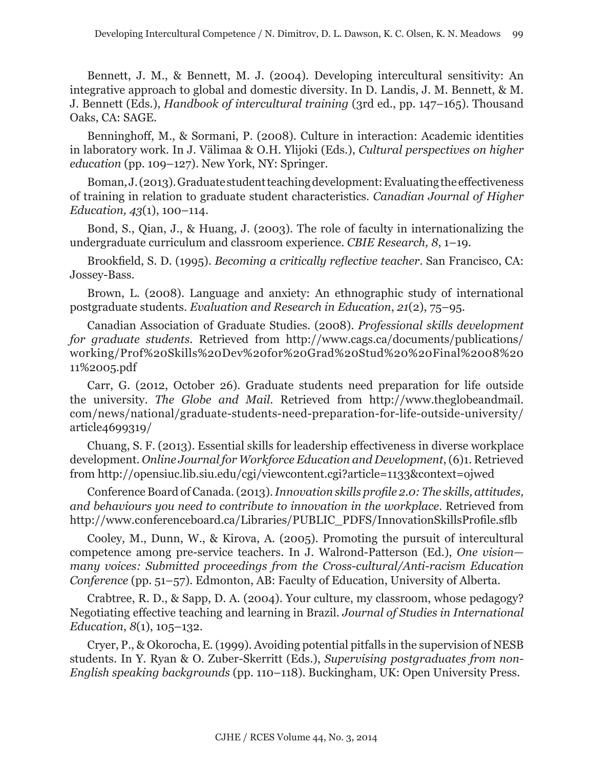Bennett, J. M., & Bennett, M. J. (2004). Developing intercultural sensitivity: An integrative approach to global and domestic diversity. In D. Landis, J. M. Bennett, & M. J. Bennett (Eds.), *Handbook of intercultural training* (3rd ed., pp. 147–165). Thousand Oaks, CA: SAGE.

Benninghoff, M., & Sormani, P. (2008). Culture in interaction: Academic identities in laboratory work. In J. Välimaa & O.H. Ylijoki (Eds.), *Cultural perspectives on higher education* (pp. 109–127). New York, NY: Springer.

Boman, J. (2013). Graduate student teaching development: Evaluating the effectiveness of training in relation to graduate student characteristics. *Canadian Journal of Higher Education, 43*(1), 100–114.

Bond, S., Qian, J., & Huang, J. (2003). The role of faculty in internationalizing the undergraduate curriculum and classroom experience. *CBIE Research, 8*, 1–19.

Brookfield, S. D. (1995). *Becoming a critically reflective teacher*. San Francisco, CA: Jossey-Bass.

Brown, L. (2008). Language and anxiety: An ethnographic study of international postgraduate students. *Evaluation and Research in Education*, *21*(2), 75–95.

Canadian Association of Graduate Studies. (2008). *Professional skills development for graduate students*. Retrieved from http://www.cags.ca/documents/publications/working/Prof%20Skills%20Dev%20for%20Grad%20Stud%20%20Final%2008%2011%2005.pdf

Carr, G. (2012, October 26). Graduate students need preparation for life outside the university. *The Globe and Mail*. Retrieved from http://www.theglobeandmail.com/news/national/graduate-students-need-preparation-for-life-outside-university/article4699319/

Chuang, S. F. (2013). Essential skills for leadership effectiveness in diverse workplace development. *Online Journal for Workforce Education and Development*, (6)1. Retrieved from http://opensiuc.lib.siu.edu/cgi/viewcontent.cgi?article=1133&context=ojwed

Conference Board of Canada. (2013). *Innovation skills profile 2.0: The skills, attitudes, and behaviours you need to contribute to innovation in the workplace*. Retrieved from http://www.conferenceboard.ca/Libraries/PUBLIC_PDFS/InnovationSkillsProfile.sflb

Cooley, M., Dunn, W., & Kirova, A. (2005). Promoting the pursuit of intercultural competence among pre-service teachers. In J. Walrond-Patterson (Ed.), *One vision—many voices: Submitted proceedings from the Cross-cultural/Anti-racism Education Conference* (pp. 51–57). Edmonton, AB: Faculty of Education, University of Alberta.

Crabtree, R. D., & Sapp, D. A. (2004). Your culture, my classroom, whose pedagogy? Negotiating effective teaching and learning in Brazil. *Journal of Studies in International Education*, *8*(1), 105–132.

Cryer, P., & Okorocha, E. (1999). Avoiding potential pitfalls in the supervision of NESB students. In Y. Ryan & O. Zuber-Skerritt (Eds.), *Supervising postgraduates from non-English speaking backgrounds* (pp. 110–118). Buckingham, UK: Open University Press.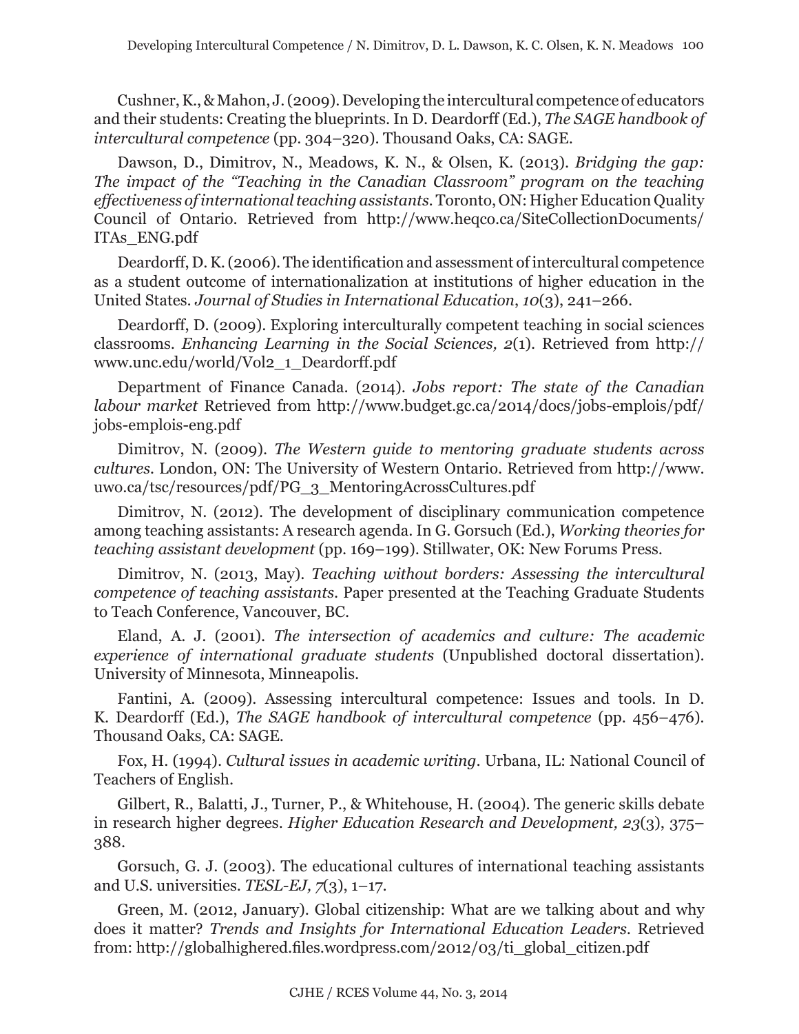Cushner, K., & Mahon, J. (2009). Developing the intercultural competence of educators and their students: Creating the blueprints. In D. Deardorff (Ed.), *The SAGE handbook of intercultural competence* (pp. 304–320). Thousand Oaks, CA: SAGE.

Dawson, D., Dimitrov, N., Meadows, K. N., & Olsen, K. (2013). *Bridging the gap: The impact of the "Teaching in the Canadian Classroom" program on the teaching effectiveness of international teaching assistants*. Toronto, ON: Higher Education Quality Council of Ontario. Retrieved from http://www.heqco.ca/SiteCollectionDocuments/ITAs_ENG.pdf

Deardorff, D. K. (2006). The identification and assessment of intercultural competence as a student outcome of internationalization at institutions of higher education in the United States. *Journal of Studies in International Education*, *10*(3), 241–266.

Deardorff, D. (2009). Exploring interculturally competent teaching in social sciences classrooms. *Enhancing Learning in the Social Sciences, 2*(1). Retrieved from http://www.unc.edu/world/Vol2_1_Deardorff.pdf

Department of Finance Canada. (2014). *Jobs report: The state of the Canadian labour market* Retrieved from http://www.budget.gc.ca/2014/docs/jobs-emplois/pdf/jobs-emplois-eng.pdf

Dimitrov, N. (2009). *The Western guide to mentoring graduate students across cultures*. London, ON: The University of Western Ontario. Retrieved from http://www.uwo.ca/tsc/resources/pdf/PG_3_MentoringAcrossCultures.pdf

Dimitrov, N. (2012). The development of disciplinary communication competence among teaching assistants: A research agenda. In G. Gorsuch (Ed.), *Working theories for teaching assistant development* (pp. 169–199). Stillwater, OK: New Forums Press.

Dimitrov, N. (2013, May). *Teaching without borders: Assessing the intercultural competence of teaching assistants*. Paper presented at the Teaching Graduate Students to Teach Conference, Vancouver, BC.

Eland, A. J. (2001). *The intersection of academics and culture: The academic experience of international graduate students* (Unpublished doctoral dissertation). University of Minnesota, Minneapolis.

Fantini, A. (2009). Assessing intercultural competence: Issues and tools. In D. K. Deardorff (Ed.), *The SAGE handbook of intercultural competence* (pp. 456–476). Thousand Oaks, CA: SAGE.

Fox, H. (1994). *Cultural issues in academic writing*. Urbana, IL: National Council of Teachers of English.

Gilbert, R., Balatti, J., Turner, P., & Whitehouse, H. (2004). The generic skills debate in research higher degrees. *Higher Education Research and Development, 23*(3), 375–388.

Gorsuch, G. J. (2003). The educational cultures of international teaching assistants and U.S. universities. *TESL-EJ, 7*(3), 1–17.

Green, M. (2012, January). Global citizenship: What are we talking about and why does it matter? *Trends and Insights for International Education Leaders*. Retrieved from: http://globalhighered.files.wordpress.com/2012/03/ti_global_citizen.pdf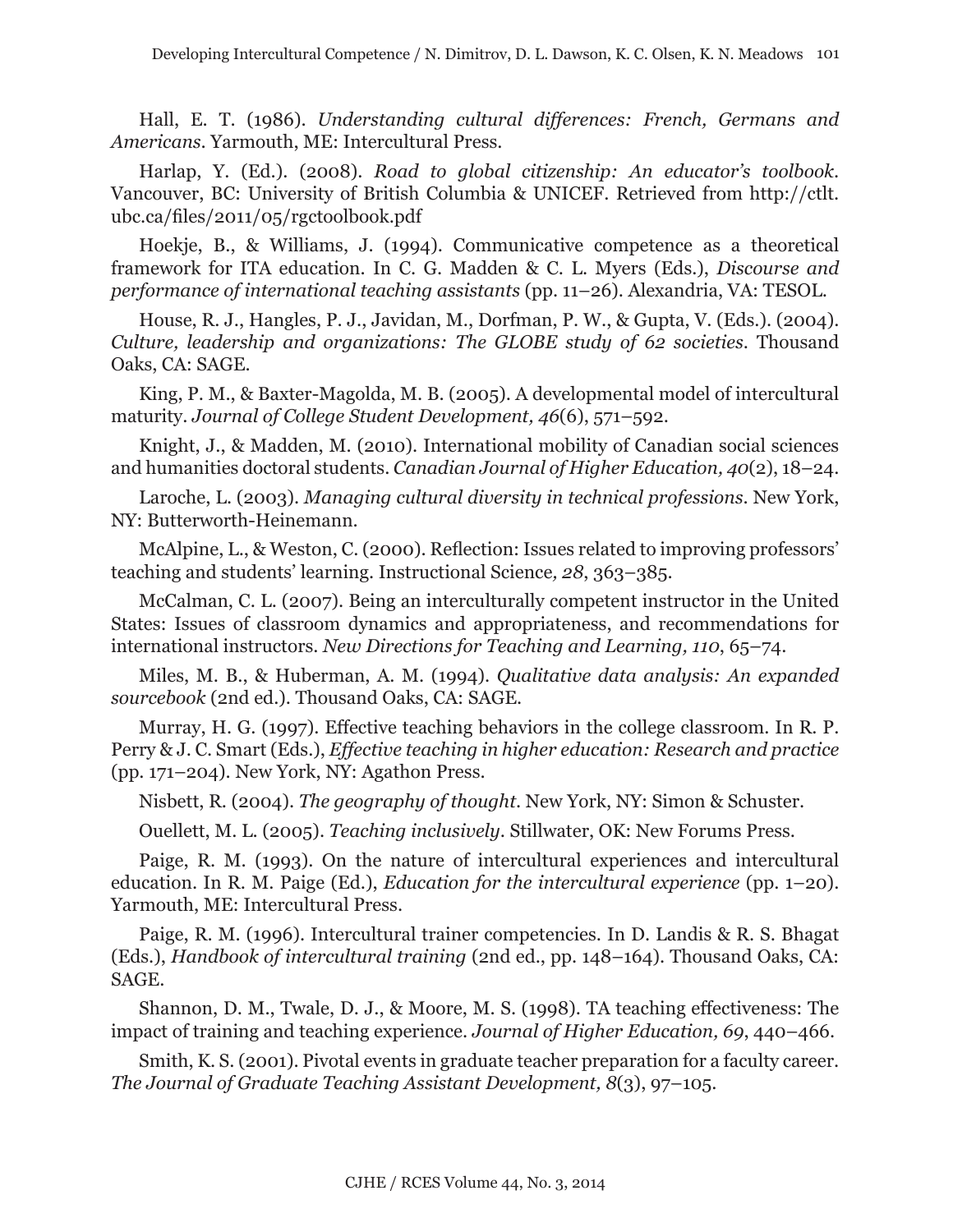Hall, E. T. (1986). *Understanding cultural differences: French, Germans and Americans*. Yarmouth, ME: Intercultural Press.

Harlap, Y. (Ed.). (2008). *Road to global citizenship: An educator's toolbook*. Vancouver, BC: University of British Columbia & UNICEF. Retrieved from http://ctlt.ubc.ca/files/2011/05/rgctoolbook.pdf

Hoekje, B., & Williams, J. (1994). Communicative competence as a theoretical framework for ITA education. In C. G. Madden & C. L. Myers (Eds.), *Discourse and performance of international teaching assistants* (pp. 11–26). Alexandria, VA: TESOL.

House, R. J., Hangles, P. J., Javidan, M., Dorfman, P. W., & Gupta, V. (Eds.). (2004). *Culture, leadership and organizations: The GLOBE study of 62 societies*. Thousand Oaks, CA: SAGE.

King, P. M., & Baxter-Magolda, M. B. (2005). A developmental model of intercultural maturity. *Journal of College Student Development, 46*(6), 571–592.

Knight, J., & Madden, M. (2010). International mobility of Canadian social sciences and humanities doctoral students. *Canadian Journal of Higher Education, 40*(2), 18–24.

Laroche, L. (2003). *Managing cultural diversity in technical professions*. New York, NY: Butterworth-Heinemann.

McAlpine, L., & Weston, C. (2000). Reflection: Issues related to improving professors' teaching and students' learning. Instructional Science*, 28*, 363–385.

McCalman, C. L. (2007). Being an interculturally competent instructor in the United States: Issues of classroom dynamics and appropriateness, and recommendations for international instructors. *New Directions for Teaching and Learning, 110*, 65–74.

Miles, M. B., & Huberman, A. M. (1994). *Qualitative data analysis: An expanded sourcebook* (2nd ed.). Thousand Oaks, CA: SAGE.

Murray, H. G. (1997). Effective teaching behaviors in the college classroom. In R. P. Perry & J. C. Smart (Eds.), *Effective teaching in higher education: Research and practice* (pp. 171–204). New York, NY: Agathon Press.

Nisbett, R. (2004). *The geography of thought*. New York, NY: Simon & Schuster.

Ouellett, M. L. (2005). *Teaching inclusively*. Stillwater, OK: New Forums Press.

Paige, R. M. (1993). On the nature of intercultural experiences and intercultural education. In R. M. Paige (Ed.), *Education for the intercultural experience* (pp. 1–20). Yarmouth, ME: Intercultural Press.

Paige, R. M. (1996). Intercultural trainer competencies. In D. Landis & R. S. Bhagat (Eds.), *Handbook of intercultural training* (2nd ed., pp. 148–164). Thousand Oaks, CA: SAGE.

Shannon, D. M., Twale, D. J., & Moore, M. S. (1998). TA teaching effectiveness: The impact of training and teaching experience. *Journal of Higher Education, 69*, 440–466.

Smith, K. S. (2001). Pivotal events in graduate teacher preparation for a faculty career. *The Journal of Graduate Teaching Assistant Development, 8*(3), 97–105.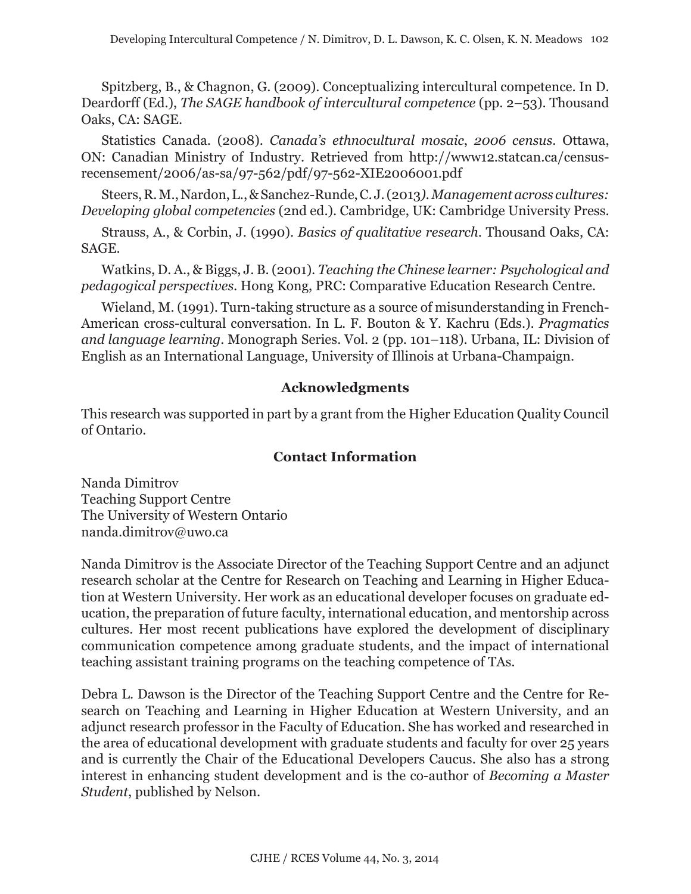Spitzberg, B., & Chagnon, G. (2009). Conceptualizing intercultural competence. In D. Deardorff (Ed.), *The SAGE handbook of intercultural competence* (pp. 2–53). Thousand Oaks, CA: SAGE.

Statistics Canada. (2008). *Canada's ethnocultural mosaic, 2006 census*. Ottawa, ON: Canadian Ministry of Industry. Retrieved from http://www12.statcan.ca/census-recensement/2006/as-sa/97-562/pdf/97-562-XIE2006001.pdf

Steers, R. M., Nardon, L., & Sanchez-Runde, C. J. (2013). *Management across cultures: Developing global competencies* (2nd ed.). Cambridge, UK: Cambridge University Press.

Strauss, A., & Corbin, J. (1990). *Basics of qualitative research*. Thousand Oaks, CA: SAGE.

Watkins, D. A., & Biggs, J. B. (2001). *Teaching the Chinese learner: Psychological and pedagogical perspectives*. Hong Kong, PRC: Comparative Education Research Centre.

Wieland, M. (1991). Turn-taking structure as a source of misunderstanding in French-American cross-cultural conversation. In L. F. Bouton & Y. Kachru (Eds.). *Pragmatics and language learning*. Monograph Series. Vol. 2 (pp. 101–118). Urbana, IL: Division of English as an International Language, University of Illinois at Urbana-Champaign.

## Acknowledgments

This research was supported in part by a grant from the Higher Education Quality Council of Ontario.

## Contact Information

Nanda Dimitrov
Teaching Support Centre
The University of Western Ontario
nanda.dimitrov@uwo.ca

Nanda Dimitrov is the Associate Director of the Teaching Support Centre and an adjunct research scholar at the Centre for Research on Teaching and Learning in Higher Education at Western University. Her work as an educational developer focuses on graduate education, the preparation of future faculty, international education, and mentorship across cultures. Her most recent publications have explored the development of disciplinary communication competence among graduate students, and the impact of international teaching assistant training programs on the teaching competence of TAs.

Debra L. Dawson is the Director of the Teaching Support Centre and the Centre for Research on Teaching and Learning in Higher Education at Western University, and an adjunct research professor in the Faculty of Education. She has worked and researched in the area of educational development with graduate students and faculty for over 25 years and is currently the Chair of the Educational Developers Caucus. She also has a strong interest in enhancing student development and is the co-author of *Becoming a Master Student*, published by Nelson.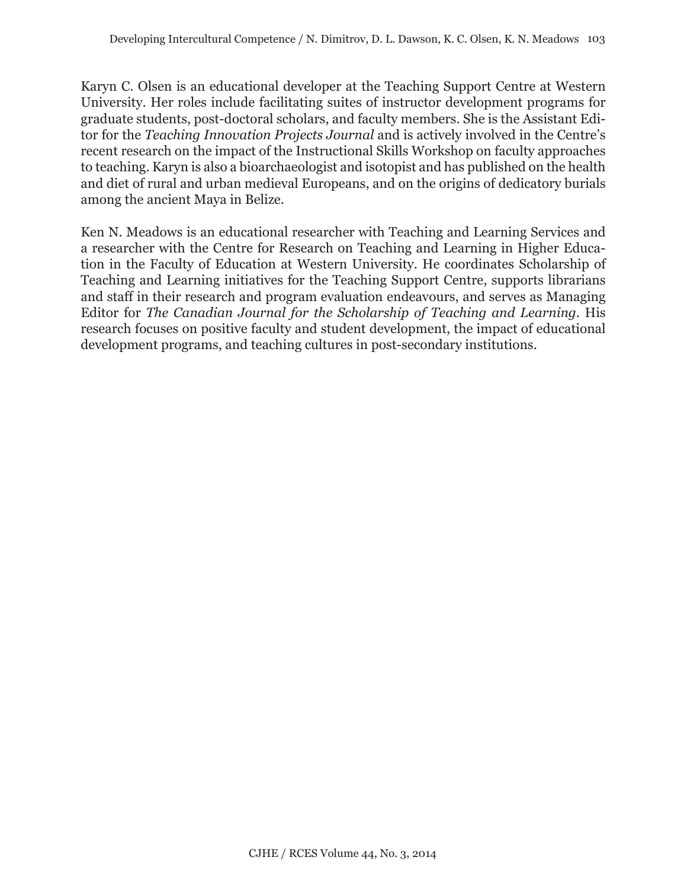Karyn C. Olsen is an educational developer at the Teaching Support Centre at Western University. Her roles include facilitating suites of instructor development programs for graduate students, post-doctoral scholars, and faculty members. She is the Assistant Editor for the *Teaching Innovation Projects Journal* and is actively involved in the Centre's recent research on the impact of the Instructional Skills Workshop on faculty approaches to teaching. Karyn is also a bioarchaeologist and isotopist and has published on the health and diet of rural and urban medieval Europeans, and on the origins of dedicatory burials among the ancient Maya in Belize.

Ken N. Meadows is an educational researcher with Teaching and Learning Services and a researcher with the Centre for Research on Teaching and Learning in Higher Education in the Faculty of Education at Western University. He coordinates Scholarship of Teaching and Learning initiatives for the Teaching Support Centre, supports librarians and staff in their research and program evaluation endeavours, and serves as Managing Editor for *The Canadian Journal for the Scholarship of Teaching and Learning*. His research focuses on positive faculty and student development, the impact of educational development programs, and teaching cultures in post-secondary institutions.